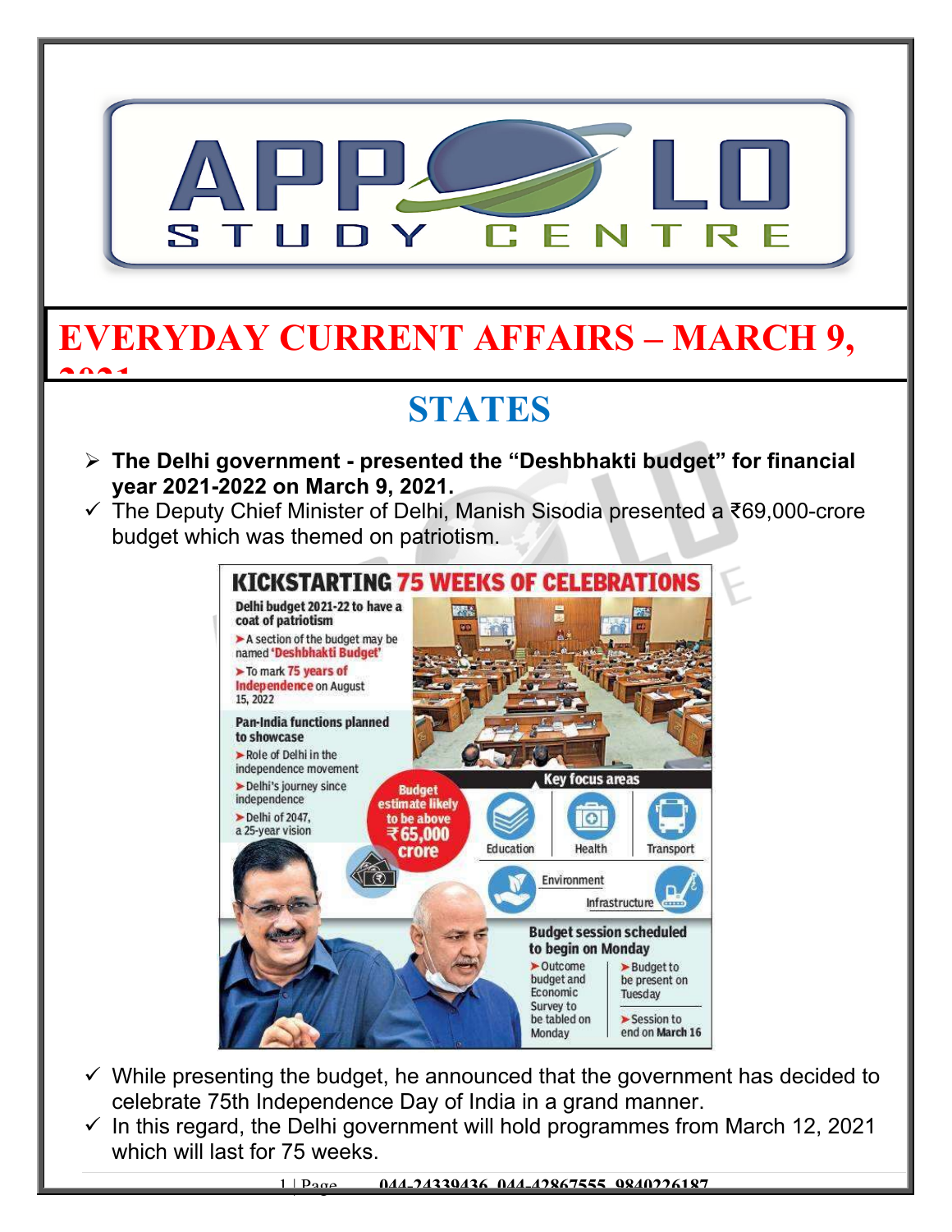# EVERYDAY CURRENT AFFAIRS – MARCH 9, 2021

## STATES

- **The Delhi government - presented the "Deshbhakti budget" for financial year 2021-2022 on March 9, 2021.**
- ✓ The Deputy Chief Minister of Delhi, Manish Sisodia presented a ₹69,000-crore budget which was themed on patriotism.

**KICKSTARTING 75 WEEKS OF CELEBRATIONS**

**Delhi budget 2021-22 to have a coat of patriotism**

- A section of the budget may be named 'Deshbhakti Budget'
- To mark 75 years of Independence on August 15, 2022

**Pan-India functions planned to showcase**

- Role of Delhi in the independence movement
- Delhi's journey since independence
- Delhi of 2047, a 25-year vision

Budget estimate likely to be above ₹65,000 crore

**Key focus areas**

Education, Health, Transport, Environment, Infrastructure

**Budget session scheduled to begin on Monday**

- Outcome budget and Economic Survey to be tabled on Monday
- Budget to be present on Tuesday
- Session to end on March 16

- ✓ While presenting the budget, he announced that the government has decided to celebrate 75th Independence Day of India in a grand manner.
- ✓ In this regard, the Delhi government will hold programmes from March 12, 2021 which will last for 75 weeks.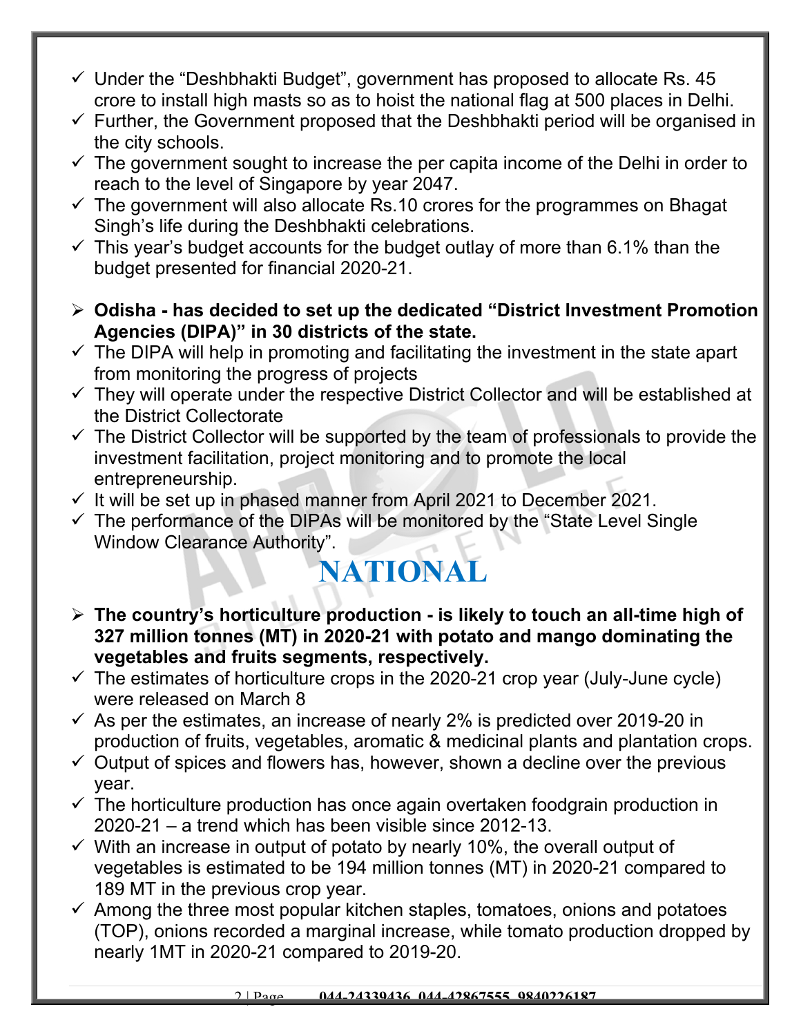- ✓ Under the "Deshbhakti Budget", government has proposed to allocate Rs. 45 crore to install high masts so as to hoist the national flag at 500 places in Delhi.
- ✓ Further, the Government proposed that the Deshbhakti period will be organised in the city schools.
- ✓ The government sought to increase the per capita income of the Delhi in order to reach to the level of Singapore by year 2047.
- ✓ The government will also allocate Rs.10 crores for the programmes on Bhagat Singh's life during the Deshbhakti celebrations.
- ✓ This year's budget accounts for the budget outlay of more than 6.1% than the budget presented for financial 2020-21.

- ➢ **Odisha - has decided to set up the dedicated "District Investment Promotion Agencies (DIPA)" in 30 districts of the state.**
- ✓ The DIPA will help in promoting and facilitating the investment in the state apart from monitoring the progress of projects
- ✓ They will operate under the respective District Collector and will be established at the District Collectorate
- ✓ The District Collector will be supported by the team of professionals to provide the investment facilitation, project monitoring and to promote the local entrepreneurship.
- ✓ It will be set up in phased manner from April 2021 to December 2021.
- ✓ The performance of the DIPAs will be monitored by the "State Level Single Window Clearance Authority".

# NATIONAL

- ➢ **The country's horticulture production - is likely to touch an all-time high of 327 million tonnes (MT) in 2020-21 with potato and mango dominating the vegetables and fruits segments, respectively.**
- ✓ The estimates of horticulture crops in the 2020-21 crop year (July-June cycle) were released on March 8
- ✓ As per the estimates, an increase of nearly 2% is predicted over 2019-20 in production of fruits, vegetables, aromatic & medicinal plants and plantation crops.
- ✓ Output of spices and flowers has, however, shown a decline over the previous year.
- ✓ The horticulture production has once again overtaken foodgrain production in 2020-21 – a trend which has been visible since 2012-13.
- ✓ With an increase in output of potato by nearly 10%, the overall output of vegetables is estimated to be 194 million tonnes (MT) in 2020-21 compared to 189 MT in the previous crop year.
- ✓ Among the three most popular kitchen staples, tomatoes, onions and potatoes (TOP), onions recorded a marginal increase, while tomato production dropped by nearly 1MT in 2020-21 compared to 2019-20.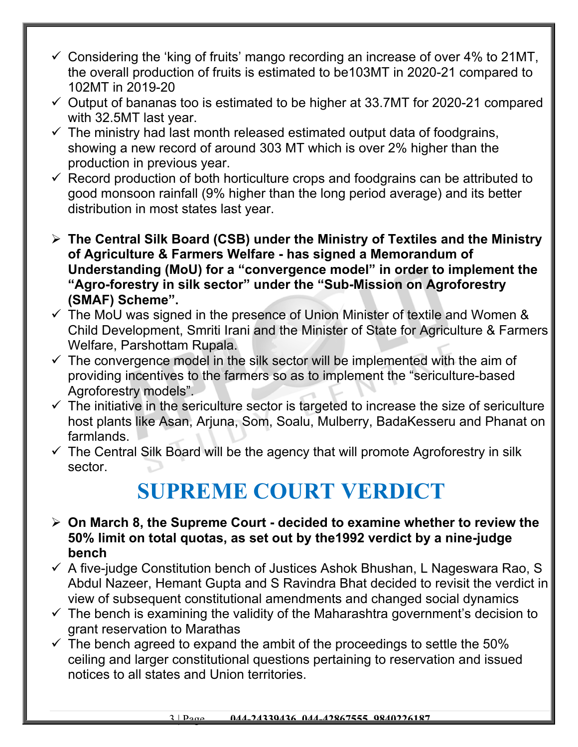- ✓ Considering the 'king of fruits' mango recording an increase of over 4% to 21MT, the overall production of fruits is estimated to be103MT in 2020-21 compared to 102MT in 2019-20
- ✓ Output of bananas too is estimated to be higher at 33.7MT for 2020-21 compared with 32.5MT last year.
- ✓ The ministry had last month released estimated output data of foodgrains, showing a new record of around 303 MT which is over 2% higher than the production in previous year.
- ✓ Record production of both horticulture crops and foodgrains can be attributed to good monsoon rainfall (9% higher than the long period average) and its better distribution in most states last year.

- ➢ **The Central Silk Board (CSB) under the Ministry of Textiles and the Ministry of Agriculture & Farmers Welfare - has signed a Memorandum of Understanding (MoU) for a "convergence model" in order to implement the "Agro-forestry in silk sector" under the "Sub-Mission on Agroforestry (SMAF) Scheme".**
- ✓ The MoU was signed in the presence of Union Minister of textile and Women & Child Development, Smriti Irani and the Minister of State for Agriculture & Farmers Welfare, Parshottam Rupala.
- ✓ The convergence model in the silk sector will be implemented with the aim of providing incentives to the farmers so as to implement the "sericulture-based Agroforestry models".
- ✓ The initiative in the sericulture sector is targeted to increase the size of sericulture host plants like Asan, Arjuna, Som, Soalu, Mulberry, BadaKesseru and Phanat on farmlands.
- ✓ The Central Silk Board will be the agency that will promote Agroforestry in silk sector.

# SUPREME COURT VERDICT

- ➢ **On March 8, the Supreme Court - decided to examine whether to review the 50% limit on total quotas, as set out by the1992 verdict by a nine-judge bench**
- ✓ A five-judge Constitution bench of Justices Ashok Bhushan, L Nageswara Rao, S Abdul Nazeer, Hemant Gupta and S Ravindra Bhat decided to revisit the verdict in view of subsequent constitutional amendments and changed social dynamics
- ✓ The bench is examining the validity of the Maharashtra government's decision to grant reservation to Marathas
- ✓ The bench agreed to expand the ambit of the proceedings to settle the 50% ceiling and larger constitutional questions pertaining to reservation and issued notices to all states and Union territories.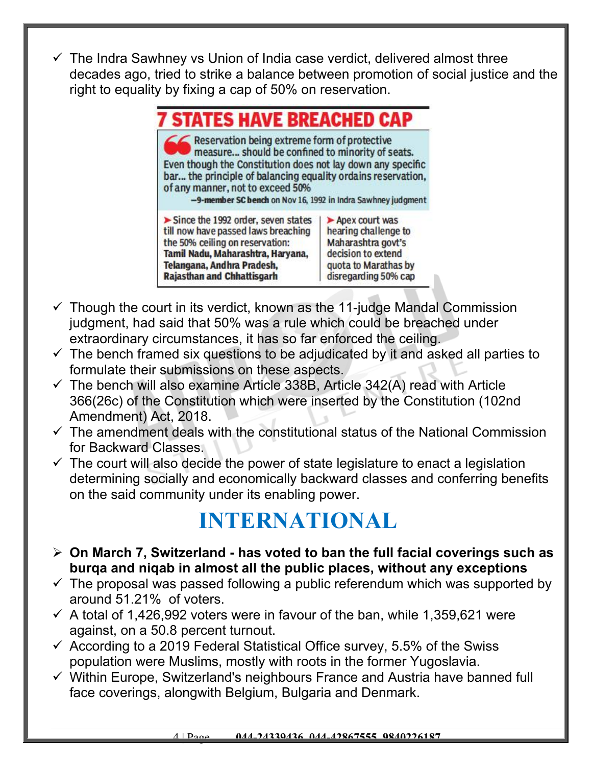- ✓ The Indra Sawhney vs Union of India case verdict, delivered almost three decades ago, tried to strike a balance between promotion of social justice and the right to equality by fixing a cap of 50% on reservation.

**7 STATES HAVE BREACHED CAP**

> Reservation being extreme form of protective measure... should be confined to minority of seats. Even though the Constitution does not lay down any specific bar... the principle of balancing equality ordains reservation, of any manner, not to exceed 50%
>
> —**9-member SC bench** on Nov 16, 1992 in Indra Sawhney judgment

➤ Since the 1992 order, seven states till now have passed laws breaching the 50% ceiling on reservation: **Tamil Nadu, Maharashtra, Haryana, Telangana, Andhra Pradesh, Rajasthan and Chhattisgarh**

➤ Apex court was hearing challenge to Maharashtra govt's decision to extend quota to Marathas by disregarding 50% cap

- ✓ Though the court in its verdict, known as the 11-judge Mandal Commission judgment, had said that 50% was a rule which could be breached under extraordinary circumstances, it has so far enforced the ceiling.
- ✓ The bench framed six questions to be adjudicated by it and asked all parties to formulate their submissions on these aspects.
- ✓ The bench will also examine Article 338B, Article 342(A) read with Article 366(26c) of the Constitution which were inserted by the Constitution (102nd Amendment) Act, 2018.
- ✓ The amendment deals with the constitutional status of the National Commission for Backward Classes.
- ✓ The court will also decide the power of state legislature to enact a legislation determining socially and economically backward classes and conferring benefits on the said community under its enabling power.

# INTERNATIONAL

- ➢ **On March 7, Switzerland - has voted to ban the full facial coverings such as burqa and niqab in almost all the public places, without any exceptions**
- ✓ The proposal was passed following a public referendum which was supported by around 51.21% of voters.
- ✓ A total of 1,426,992 voters were in favour of the ban, while 1,359,621 were against, on a 50.8 percent turnout.
- ✓ According to a 2019 Federal Statistical Office survey, 5.5% of the Swiss population were Muslims, mostly with roots in the former Yugoslavia.
- ✓ Within Europe, Switzerland's neighbours France and Austria have banned full face coverings, alongwith Belgium, Bulgaria and Denmark.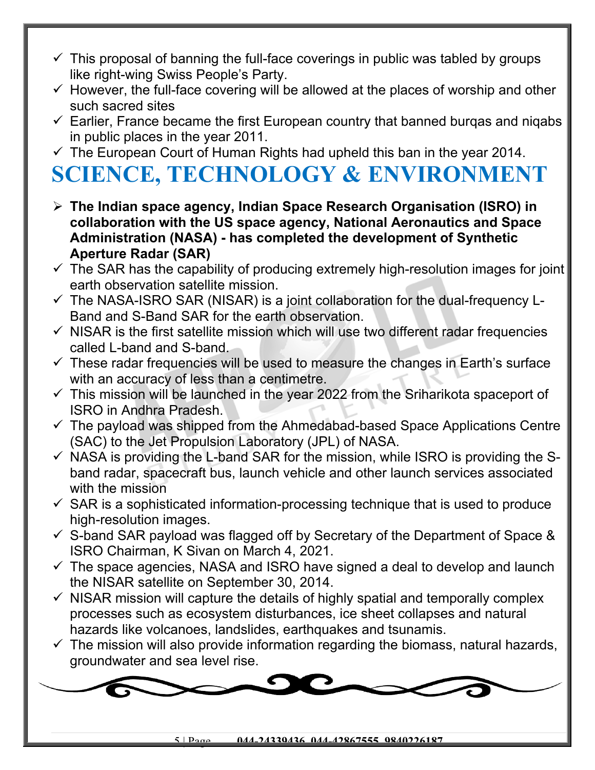- This proposal of banning the full-face coverings in public was tabled by groups like right-wing Swiss People's Party.
- However, the full-face covering will be allowed at the places of worship and other such sacred sites
- Earlier, France became the first European country that banned burqas and niqabs in public places in the year 2011.
- The European Court of Human Rights had upheld this ban in the year 2014.

# SCIENCE, TECHNOLOGY & ENVIRONMENT

- **The Indian space agency, Indian Space Research Organisation (ISRO) in collaboration with the US space agency, National Aeronautics and Space Administration (NASA) - has completed the development of Synthetic Aperture Radar (SAR)**
  - The SAR has the capability of producing extremely high-resolution images for joint earth observation satellite mission.
  - The NASA-ISRO SAR (NISAR) is a joint collaboration for the dual-frequency L-Band and S-Band SAR for the earth observation.
  - NISAR is the first satellite mission which will use two different radar frequencies called L-band and S-band.
  - These radar frequencies will be used to measure the changes in Earth's surface with an accuracy of less than a centimetre.
  - This mission will be launched in the year 2022 from the Sriharikota spaceport of ISRO in Andhra Pradesh.
  - The payload was shipped from the Ahmedabad-based Space Applications Centre (SAC) to the Jet Propulsion Laboratory (JPL) of NASA.
  - NASA is providing the L-band SAR for the mission, while ISRO is providing the S-band radar, spacecraft bus, launch vehicle and other launch services associated with the mission
  - SAR is a sophisticated information-processing technique that is used to produce high-resolution images.
  - S-band SAR payload was flagged off by Secretary of the Department of Space & ISRO Chairman, K Sivan on March 4, 2021.
  - The space agencies, NASA and ISRO have signed a deal to develop and launch the NISAR satellite on September 30, 2014.
  - NISAR mission will capture the details of highly spatial and temporally complex processes such as ecosystem disturbances, ice sheet collapses and natural hazards like volcanoes, landslides, earthquakes and tsunamis.
  - The mission will also provide information regarding the biomass, natural hazards, groundwater and sea level rise.